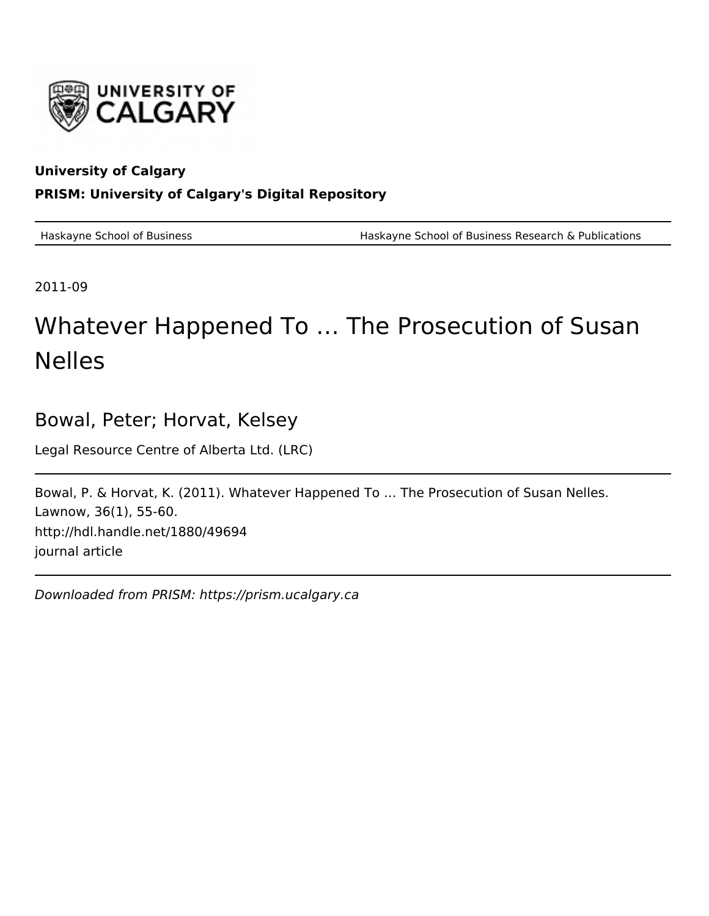**University of Calgary**

**PRISM: University of Calgary's Digital Repository**

Haskayne School of Business | Haskayne School of Business Research & Publications

2011-09

# Whatever Happened To … The Prosecution of Susan Nelles

Bowal, Peter; Horvat, Kelsey

Legal Resource Centre of Alberta Ltd. (LRC)

Bowal, P. & Horvat, K. (2011). Whatever Happened To … The Prosecution of Susan Nelles. Lawnow, 36(1), 55-60.
http://hdl.handle.net/1880/49694
journal article

*Downloaded from PRISM: https://prism.ucalgary.ca*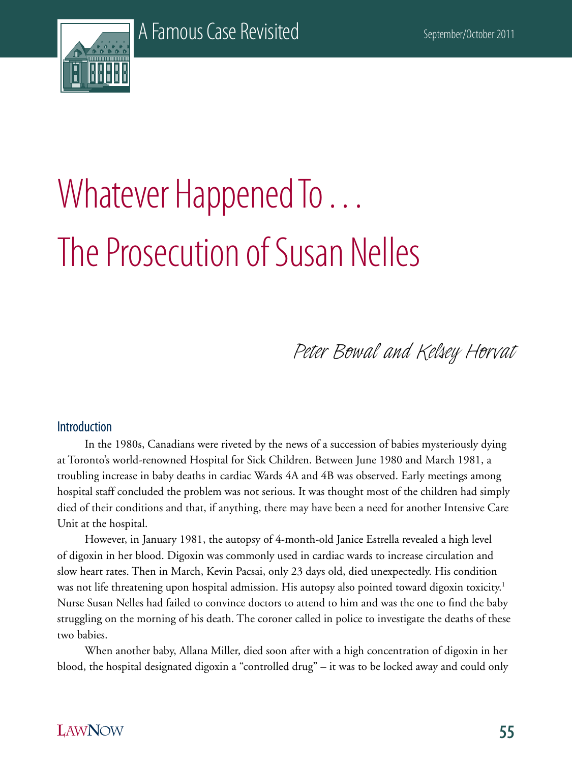# Whatever Happened To . . . The Prosecution of Susan Nelles

*Peter Bowal and Kelsey Horvat*

## Introduction

In the 1980s, Canadians were riveted by the news of a succession of babies mysteriously dying at Toronto's world-renowned Hospital for Sick Children. Between June 1980 and March 1981, a troubling increase in baby deaths in cardiac Wards 4A and 4B was observed. Early meetings among hospital staff concluded the problem was not serious. It was thought most of the children had simply died of their conditions and that, if anything, there may have been a need for another Intensive Care Unit at the hospital.

However, in January 1981, the autopsy of 4-month-old Janice Estrella revealed a high level of digoxin in her blood. Digoxin was commonly used in cardiac wards to increase circulation and slow heart rates. Then in March, Kevin Pacsai, only 23 days old, died unexpectedly. His condition was not life threatening upon hospital admission. His autopsy also pointed toward digoxin toxicity.[1] Nurse Susan Nelles had failed to convince doctors to attend to him and was the one to find the baby struggling on the morning of his death. The coroner called in police to investigate the deaths of these two babies.

When another baby, Allana Miller, died soon after with a high concentration of digoxin in her blood, the hospital designated digoxin a "controlled drug" – it was to be locked away and could only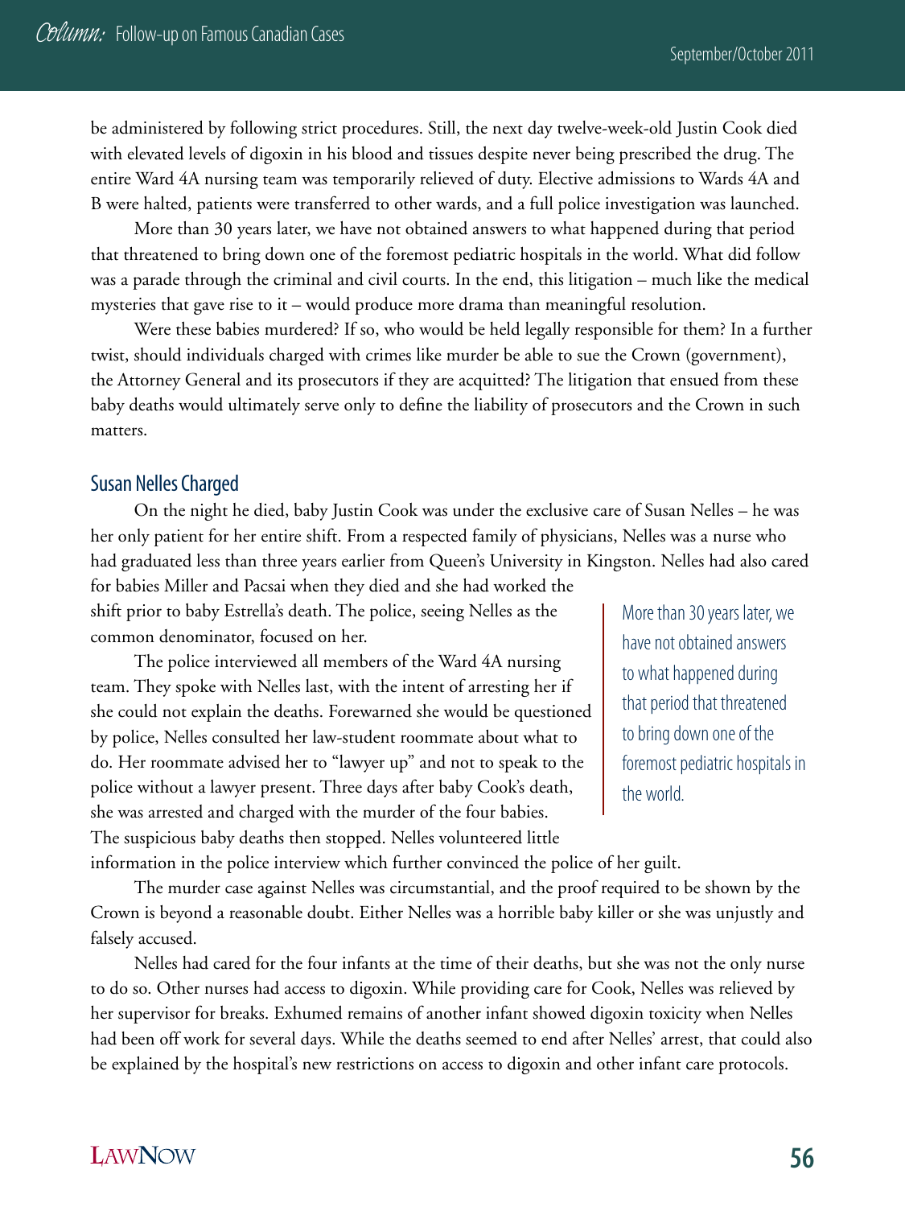be administered by following strict procedures. Still, the next day twelve-week-old Justin Cook died with elevated levels of digoxin in his blood and tissues despite never being prescribed the drug. The entire Ward 4A nursing team was temporarily relieved of duty. Elective admissions to Wards 4A and B were halted, patients were transferred to other wards, and a full police investigation was launched.

More than 30 years later, we have not obtained answers to what happened during that period that threatened to bring down one of the foremost pediatric hospitals in the world. What did follow was a parade through the criminal and civil courts. In the end, this litigation – much like the medical mysteries that gave rise to it – would produce more drama than meaningful resolution.

Were these babies murdered? If so, who would be held legally responsible for them? In a further twist, should individuals charged with crimes like murder be able to sue the Crown (government), the Attorney General and its prosecutors if they are acquitted? The litigation that ensued from these baby deaths would ultimately serve only to define the liability of prosecutors and the Crown in such matters.

## Susan Nelles Charged

On the night he died, baby Justin Cook was under the exclusive care of Susan Nelles – he was her only patient for her entire shift. From a respected family of physicians, Nelles was a nurse who had graduated less than three years earlier from Queen's University in Kingston. Nelles had also cared for babies Miller and Pacsai when they died and she had worked the shift prior to baby Estrella's death. The police, seeing Nelles as the common denominator, focused on her.

The police interviewed all members of the Ward 4A nursing team. They spoke with Nelles last, with the intent of arresting her if she could not explain the deaths. Forewarned she would be questioned by police, Nelles consulted her law-student roommate about what to do. Her roommate advised her to "lawyer up" and not to speak to the police without a lawyer present. Three days after baby Cook's death, she was arrested and charged with the murder of the four babies. The suspicious baby deaths then stopped. Nelles volunteered little information in the police interview which further convinced the police of her guilt.

> More than 30 years later, we have not obtained answers to what happened during that period that threatened to bring down one of the foremost pediatric hospitals in the world.

The murder case against Nelles was circumstantial, and the proof required to be shown by the Crown is beyond a reasonable doubt. Either Nelles was a horrible baby killer or she was unjustly and falsely accused.

Nelles had cared for the four infants at the time of their deaths, but she was not the only nurse to do so. Other nurses had access to digoxin. While providing care for Cook, Nelles was relieved by her supervisor for breaks. Exhumed remains of another infant showed digoxin toxicity when Nelles had been off work for several days. While the deaths seemed to end after Nelles' arrest, that could also be explained by the hospital's new restrictions on access to digoxin and other infant care protocols.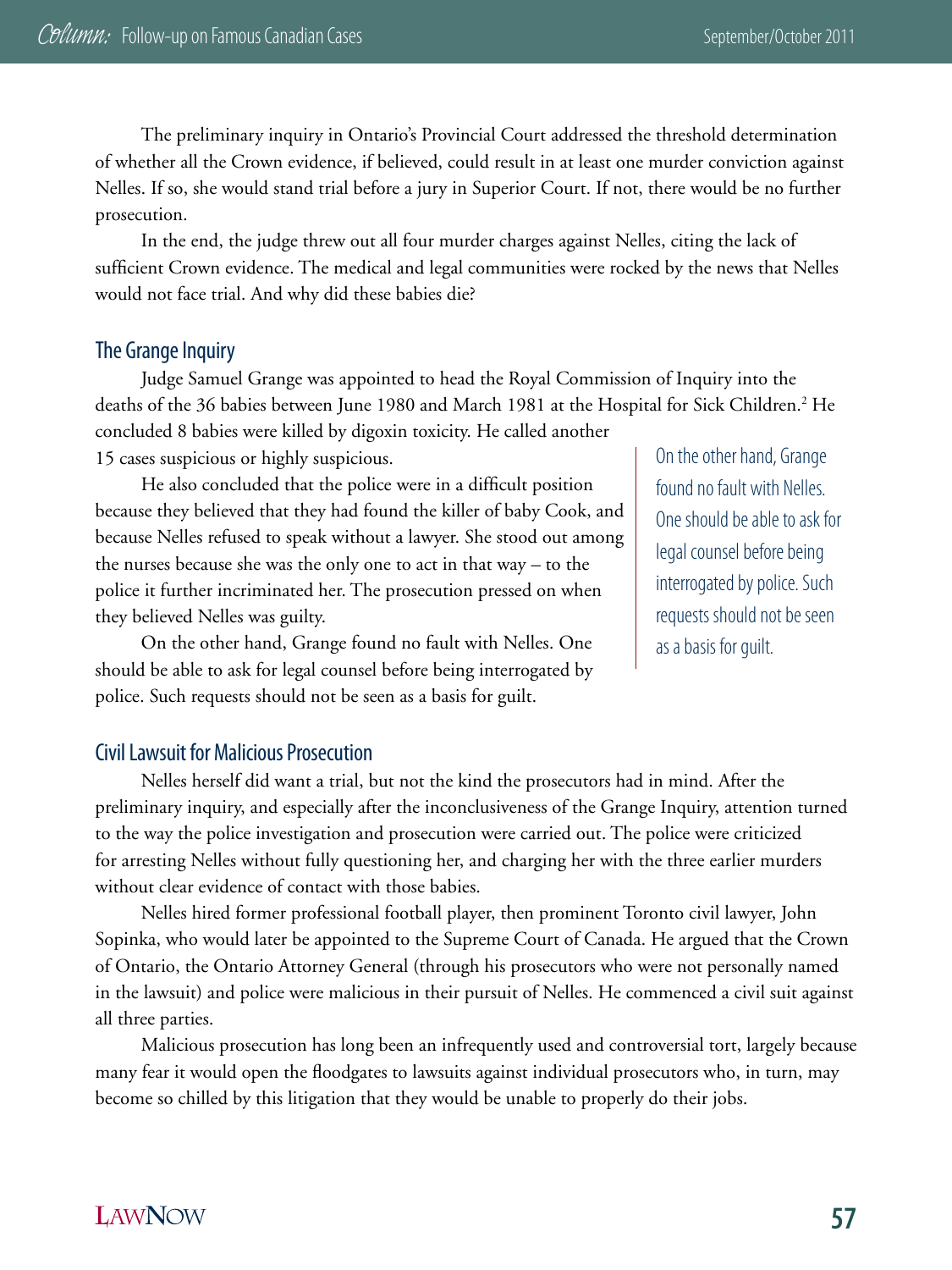The preliminary inquiry in Ontario's Provincial Court addressed the threshold determination of whether all the Crown evidence, if believed, could result in at least one murder conviction against Nelles. If so, she would stand trial before a jury in Superior Court. If not, there would be no further prosecution.

In the end, the judge threw out all four murder charges against Nelles, citing the lack of sufficient Crown evidence. The medical and legal communities were rocked by the news that Nelles would not face trial. And why did these babies die?

## The Grange Inquiry

Judge Samuel Grange was appointed to head the Royal Commission of Inquiry into the deaths of the 36 babies between June 1980 and March 1981 at the Hospital for Sick Children.[2] He concluded 8 babies were killed by digoxin toxicity. He called another 15 cases suspicious or highly suspicious.

He also concluded that the police were in a difficult position because they believed that they had found the killer of baby Cook, and because Nelles refused to speak without a lawyer. She stood out among the nurses because she was the only one to act in that way – to the police it further incriminated her. The prosecution pressed on when they believed Nelles was guilty.

On the other hand, Grange found no fault with Nelles. One should be able to ask for legal counsel before being interrogated by police. Such requests should not be seen as a basis for guilt.

> On the other hand, Grange found no fault with Nelles. One should be able to ask for legal counsel before being interrogated by police. Such requests should not be seen as a basis for guilt.

## Civil Lawsuit for Malicious Prosecution

Nelles herself did want a trial, but not the kind the prosecutors had in mind. After the preliminary inquiry, and especially after the inconclusiveness of the Grange Inquiry, attention turned to the way the police investigation and prosecution were carried out. The police were criticized for arresting Nelles without fully questioning her, and charging her with the three earlier murders without clear evidence of contact with those babies.

Nelles hired former professional football player, then prominent Toronto civil lawyer, John Sopinka, who would later be appointed to the Supreme Court of Canada. He argued that the Crown of Ontario, the Ontario Attorney General (through his prosecutors who were not personally named in the lawsuit) and police were malicious in their pursuit of Nelles. He commenced a civil suit against all three parties.

Malicious prosecution has long been an infrequently used and controversial tort, largely because many fear it would open the floodgates to lawsuits against individual prosecutors who, in turn, may become so chilled by this litigation that they would be unable to properly do their jobs.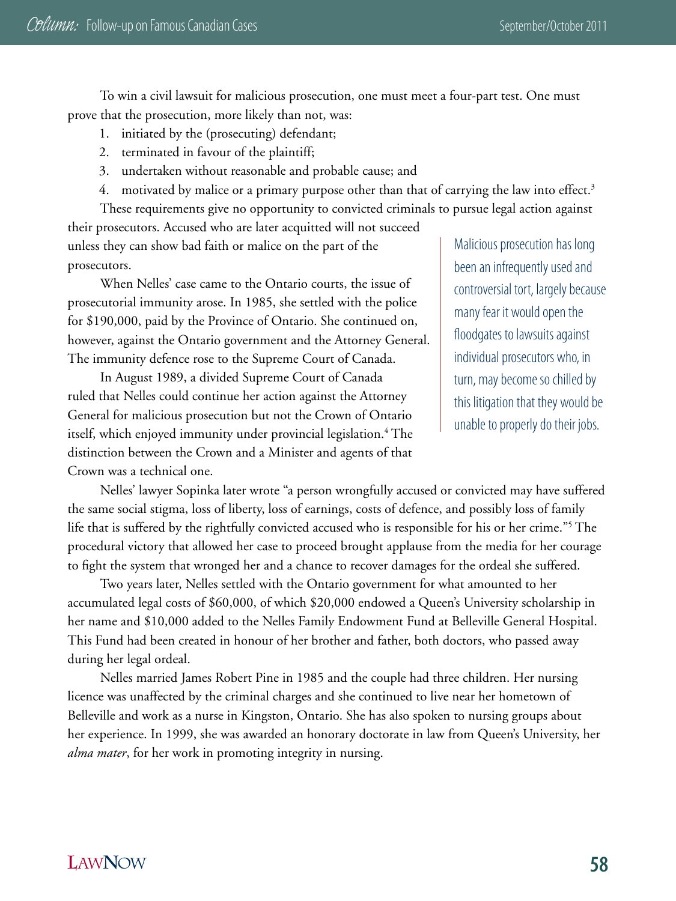To win a civil lawsuit for malicious prosecution, one must meet a four-part test. One must prove that the prosecution, more likely than not, was:

1. initiated by the (prosecuting) defendant;
2. terminated in favour of the plaintiff;
3. undertaken without reasonable and probable cause; and
4. motivated by malice or a primary purpose other than that of carrying the law into effect.[3]

These requirements give no opportunity to convicted criminals to pursue legal action against their prosecutors. Accused who are later acquitted will not succeed unless they can show bad faith or malice on the part of the prosecutors.

When Nelles' case came to the Ontario courts, the issue of prosecutorial immunity arose. In 1985, she settled with the police for $190,000, paid by the Province of Ontario. She continued on, however, against the Ontario government and the Attorney General. The immunity defence rose to the Supreme Court of Canada.

In August 1989, a divided Supreme Court of Canada ruled that Nelles could continue her action against the Attorney General for malicious prosecution but not the Crown of Ontario itself, which enjoyed immunity under provincial legislation.[4] The distinction between the Crown and a Minister and agents of that Crown was a technical one.

> Malicious prosecution has long been an infrequently used and controversial tort, largely because many fear it would open the floodgates to lawsuits against individual prosecutors who, in turn, may become so chilled by this litigation that they would be unable to properly do their jobs.

Nelles' lawyer Sopinka later wrote "a person wrongfully accused or convicted may have suffered the same social stigma, loss of liberty, loss of earnings, costs of defence, and possibly loss of family life that is suffered by the rightfully convicted accused who is responsible for his or her crime."[5] The procedural victory that allowed her case to proceed brought applause from the media for her courage to fight the system that wronged her and a chance to recover damages for the ordeal she suffered.

Two years later, Nelles settled with the Ontario government for what amounted to her accumulated legal costs of $60,000, of which $20,000 endowed a Queen's University scholarship in her name and $10,000 added to the Nelles Family Endowment Fund at Belleville General Hospital. This Fund had been created in honour of her brother and father, both doctors, who passed away during her legal ordeal.

Nelles married James Robert Pine in 1985 and the couple had three children. Her nursing licence was unaffected by the criminal charges and she continued to live near her hometown of Belleville and work as a nurse in Kingston, Ontario. She has also spoken to nursing groups about her experience. In 1999, she was awarded an honorary doctorate in law from Queen's University, her *alma mater*, for her work in promoting integrity in nursing.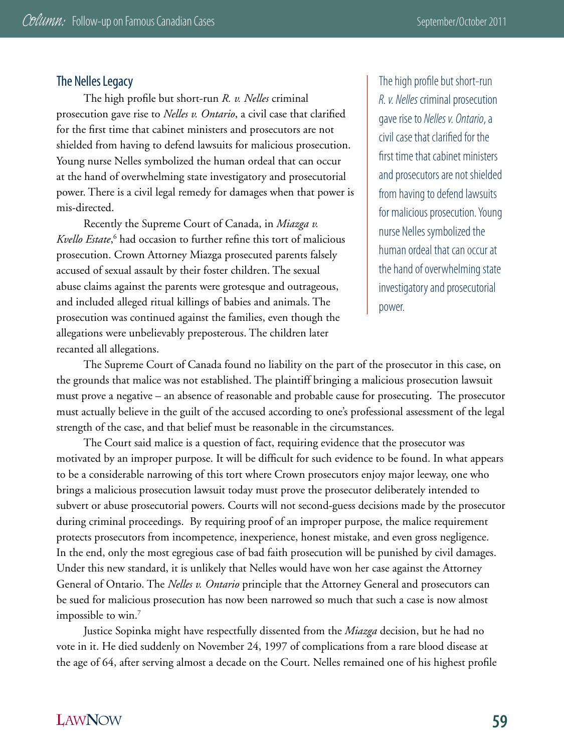## The Nelles Legacy

The high profile but short-run *R. v. Nelles* criminal prosecution gave rise to *Nelles v. Ontario*, a civil case that clarified for the first time that cabinet ministers and prosecutors are not shielded from having to defend lawsuits for malicious prosecution. Young nurse Nelles symbolized the human ordeal that can occur at the hand of overwhelming state investigatory and prosecutorial power. There is a civil legal remedy for damages when that power is mis-directed.

> The high profile but short-run *R. v. Nelles* criminal prosecution gave rise to *Nelles v. Ontario*, a civil case that clarified for the first time that cabinet ministers and prosecutors are not shielded from having to defend lawsuits for malicious prosecution. Young nurse Nelles symbolized the human ordeal that can occur at the hand of overwhelming state investigatory and prosecutorial power.

Recently the Supreme Court of Canada, in *Miazga v. Kvello Estate*,[6] had occasion to further refine this tort of malicious prosecution. Crown Attorney Miazga prosecuted parents falsely accused of sexual assault by their foster children. The sexual abuse claims against the parents were grotesque and outrageous, and included alleged ritual killings of babies and animals. The prosecution was continued against the families, even though the allegations were unbelievably preposterous. The children later recanted all allegations.

The Supreme Court of Canada found no liability on the part of the prosecutor in this case, on the grounds that malice was not established. The plaintiff bringing a malicious prosecution lawsuit must prove a negative – an absence of reasonable and probable cause for prosecuting. The prosecutor must actually believe in the guilt of the accused according to one's professional assessment of the legal strength of the case, and that belief must be reasonable in the circumstances.

The Court said malice is a question of fact, requiring evidence that the prosecutor was motivated by an improper purpose. It will be difficult for such evidence to be found. In what appears to be a considerable narrowing of this tort where Crown prosecutors enjoy major leeway, one who brings a malicious prosecution lawsuit today must prove the prosecutor deliberately intended to subvert or abuse prosecutorial powers. Courts will not second-guess decisions made by the prosecutor during criminal proceedings. By requiring proof of an improper purpose, the malice requirement protects prosecutors from incompetence, inexperience, honest mistake, and even gross negligence. In the end, only the most egregious case of bad faith prosecution will be punished by civil damages. Under this new standard, it is unlikely that Nelles would have won her case against the Attorney General of Ontario. The *Nelles v. Ontario* principle that the Attorney General and prosecutors can be sued for malicious prosecution has now been narrowed so much that such a case is now almost impossible to win.[7]

Justice Sopinka might have respectfully dissented from the *Miazga* decision, but he had no vote in it. He died suddenly on November 24, 1997 of complications from a rare blood disease at the age of 64, after serving almost a decade on the Court. Nelles remained one of his highest profile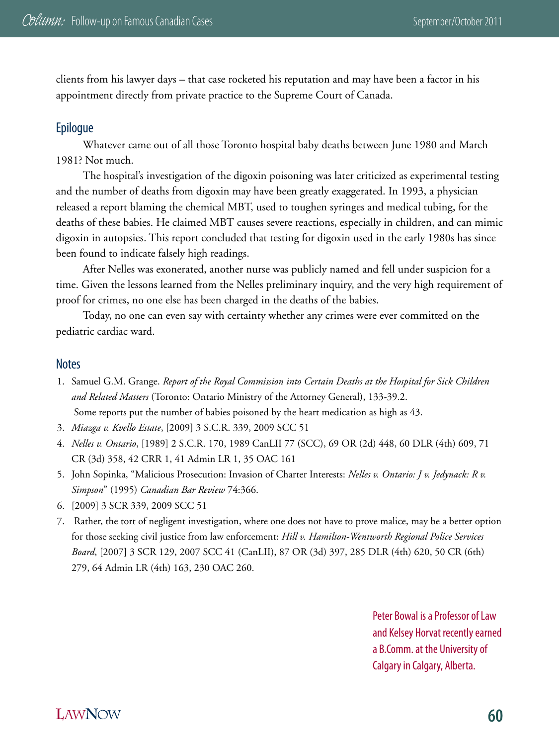clients from his lawyer days – that case rocketed his reputation and may have been a factor in his appointment directly from private practice to the Supreme Court of Canada.

## Epilogue

Whatever came out of all those Toronto hospital baby deaths between June 1980 and March 1981? Not much.

The hospital's investigation of the digoxin poisoning was later criticized as experimental testing and the number of deaths from digoxin may have been greatly exaggerated. In 1993, a physician released a report blaming the chemical MBT, used to toughen syringes and medical tubing, for the deaths of these babies. He claimed MBT causes severe reactions, especially in children, and can mimic digoxin in autopsies. This report concluded that testing for digoxin used in the early 1980s has since been found to indicate falsely high readings.

After Nelles was exonerated, another nurse was publicly named and fell under suspicion for a time. Given the lessons learned from the Nelles preliminary inquiry, and the very high requirement of proof for crimes, no one else has been charged in the deaths of the babies.

Today, no one can even say with certainty whether any crimes were ever committed on the pediatric cardiac ward.

## Notes

1. Samuel G.M. Grange. *Report of the Royal Commission into Certain Deaths at the Hospital for Sick Children and Related Matters* (Toronto: Ontario Ministry of the Attorney General), 133-39.2.
   Some reports put the number of babies poisoned by the heart medication as high as 43.
3. *Miazga v. Kvello Estate*, [2009] 3 S.C.R. 339, 2009 SCC 51
4. *Nelles v. Ontario*, [1989] 2 S.C.R. 170, 1989 CanLII 77 (SCC), 69 OR (2d) 448, 60 DLR (4th) 609, 71 CR (3d) 358, 42 CRR 1, 41 Admin LR 1, 35 OAC 161
5. John Sopinka, "Malicious Prosecution: Invasion of Charter Interests: *Nelles v. Ontario: J v. Jedynack: R v. Simpson*" (1995) *Canadian Bar Review* 74:366.
6. [2009] 3 SCR 339, 2009 SCC 51
7. Rather, the tort of negligent investigation, where one does not have to prove malice, may be a better option for those seeking civil justice from law enforcement: *Hill v. Hamilton-Wentworth Regional Police Services Board*, [2007] 3 SCR 129, 2007 SCC 41 (CanLII), 87 OR (3d) 397, 285 DLR (4th) 620, 50 CR (6th) 279, 64 Admin LR (4th) 163, 230 OAC 260.

Peter Bowal is a Professor of Law and Kelsey Horvat recently earned a B.Comm. at the University of Calgary in Calgary, Alberta.